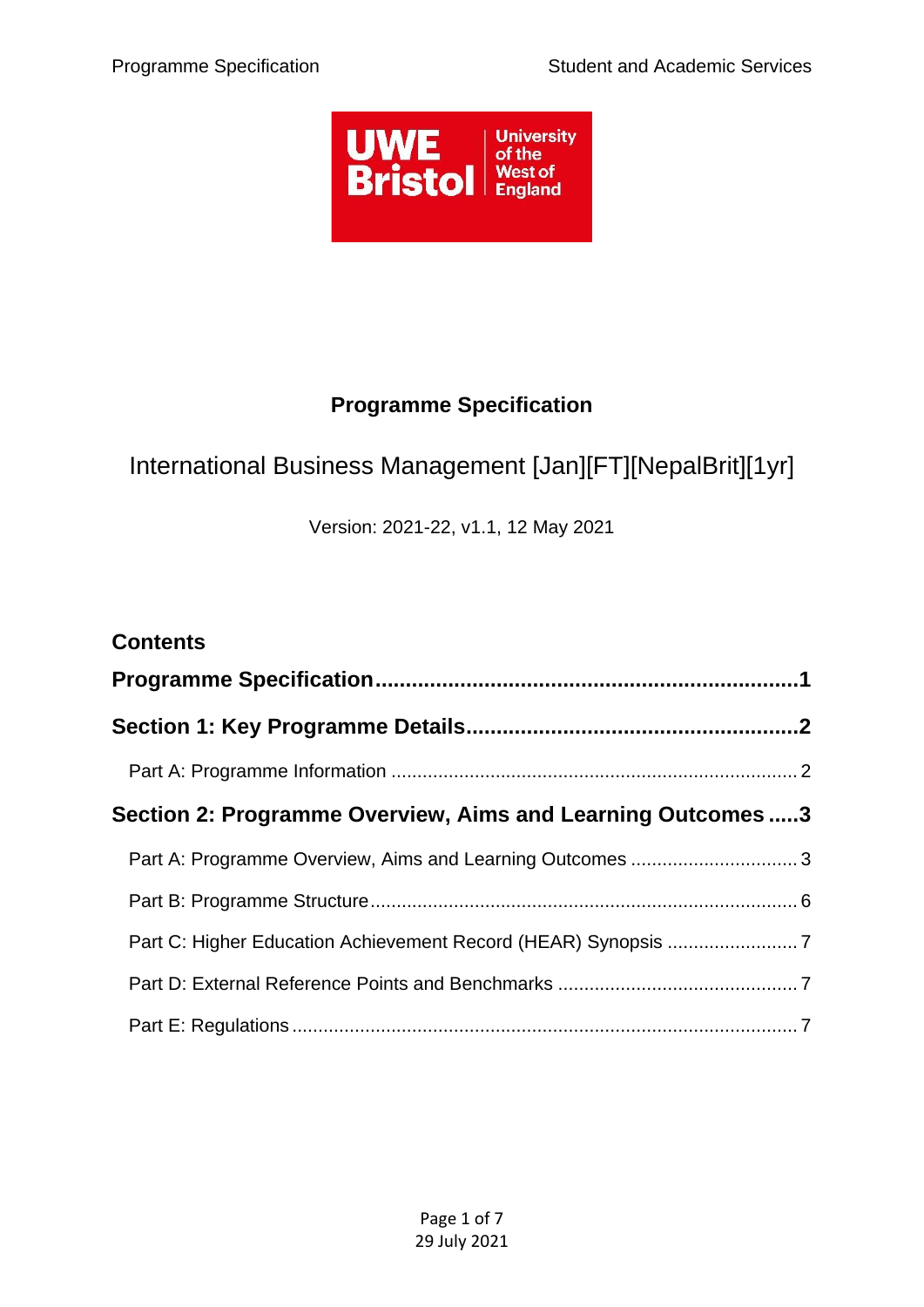# Programme Specification

International Business Management [Jan][FT][NepalBrit][1yr]

Version: 2021-22, v1.1, 12 May 2021

## Contents

**Programme Specification ........................................................ 1**

**Section 1: Key Programme Details ........................................... 2**

Part A: Programme Information ........................................................ 2

**Section 2: Programme Overview, Aims and Learning Outcomes ..... 3**

Part A: Programme Overview, Aims and Learning Outcomes ................. 3

Part B: Programme Structure ........................................................ 6

Part C: Higher Education Achievement Record (HEAR) Synopsis ........... 7

Part D: External Reference Points and Benchmarks ............................ 7

Part E: Regulations ........................................................ 7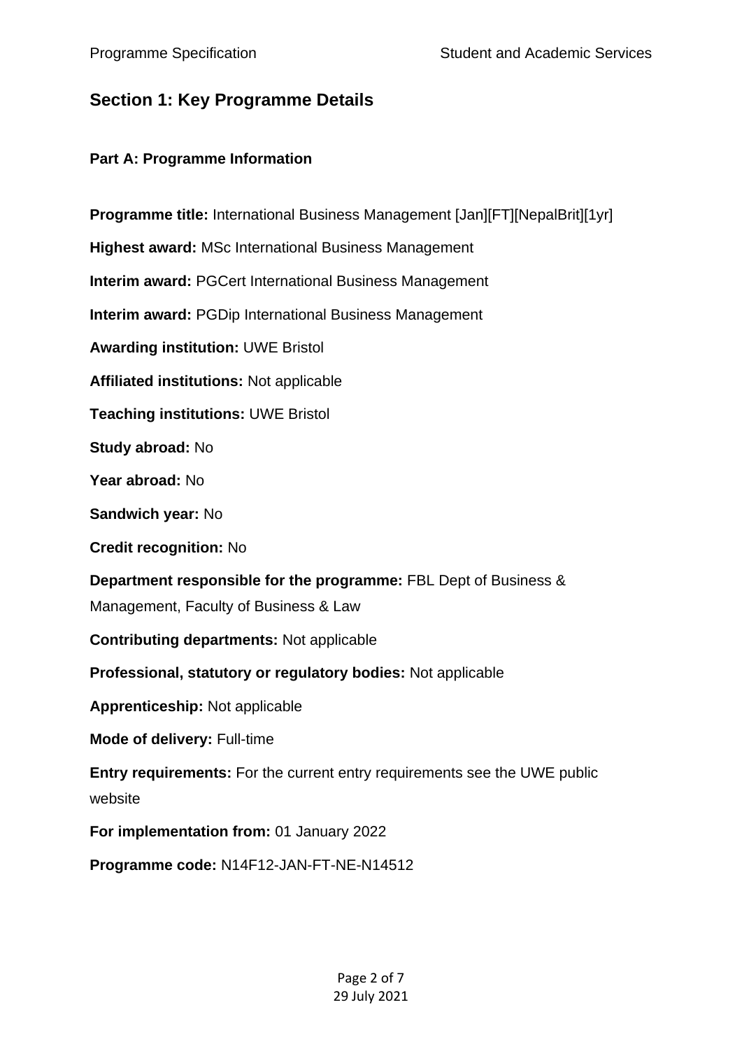## Section 1: Key Programme Details

### Part A: Programme Information

**Programme title:** International Business Management [Jan][FT][NepalBrit][1yr]

**Highest award:** MSc International Business Management

**Interim award:** PGCert International Business Management

**Interim award:** PGDip International Business Management

**Awarding institution:** UWE Bristol

**Affiliated institutions:** Not applicable

**Teaching institutions:** UWE Bristol

**Study abroad:** No

**Year abroad:** No

**Sandwich year:** No

**Credit recognition:** No

**Department responsible for the programme:** FBL Dept of Business & Management, Faculty of Business & Law

**Contributing departments:** Not applicable

**Professional, statutory or regulatory bodies:** Not applicable

**Apprenticeship:** Not applicable

**Mode of delivery:** Full-time

**Entry requirements:** For the current entry requirements see the UWE public website

**For implementation from:** 01 January 2022

**Programme code:** N14F12-JAN-FT-NE-N14512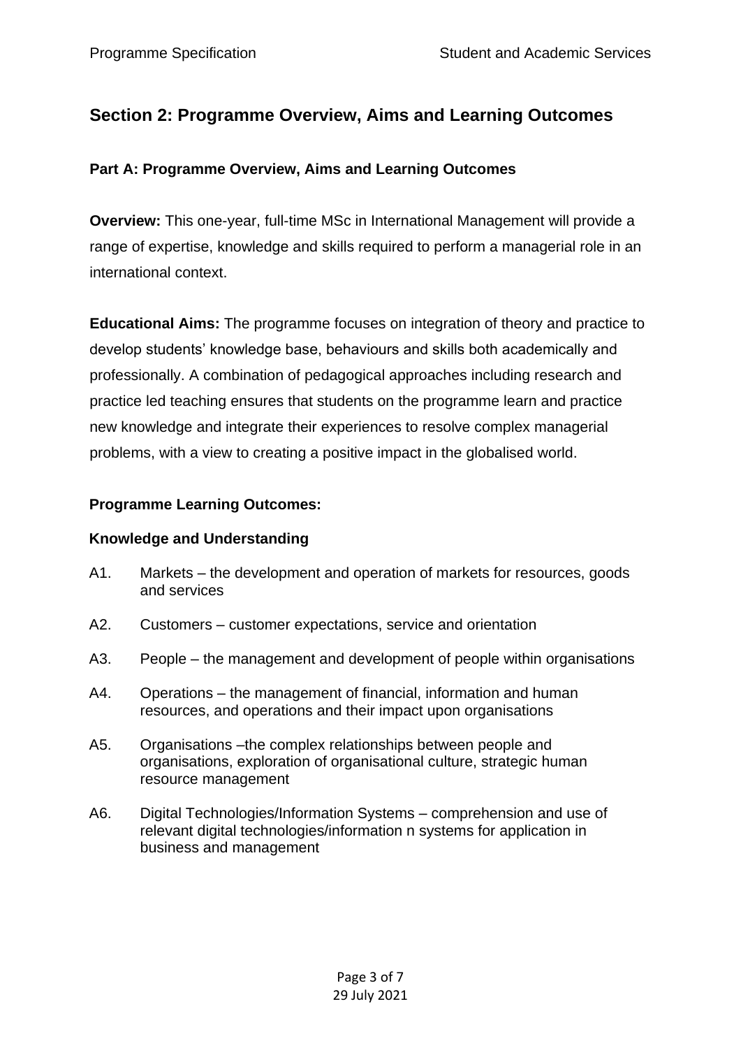## Section 2: Programme Overview, Aims and Learning Outcomes

### Part A: Programme Overview, Aims and Learning Outcomes

**Overview:** This one-year, full-time MSc in International Management will provide a range of expertise, knowledge and skills required to perform a managerial role in an international context.

**Educational Aims:** The programme focuses on integration of theory and practice to develop students' knowledge base, behaviours and skills both academically and professionally. A combination of pedagogical approaches including research and practice led teaching ensures that students on the programme learn and practice new knowledge and integrate their experiences to resolve complex managerial problems, with a view to creating a positive impact in the globalised world.

**Programme Learning Outcomes:**

**Knowledge and Understanding**

A1. Markets – the development and operation of markets for resources, goods and services

A2. Customers – customer expectations, service and orientation

A3. People – the management and development of people within organisations

A4. Operations – the management of financial, information and human resources, and operations and their impact upon organisations

A5. Organisations –the complex relationships between people and organisations, exploration of organisational culture, strategic human resource management

A6. Digital Technologies/Information Systems – comprehension and use of relevant digital technologies/information n systems for application in business and management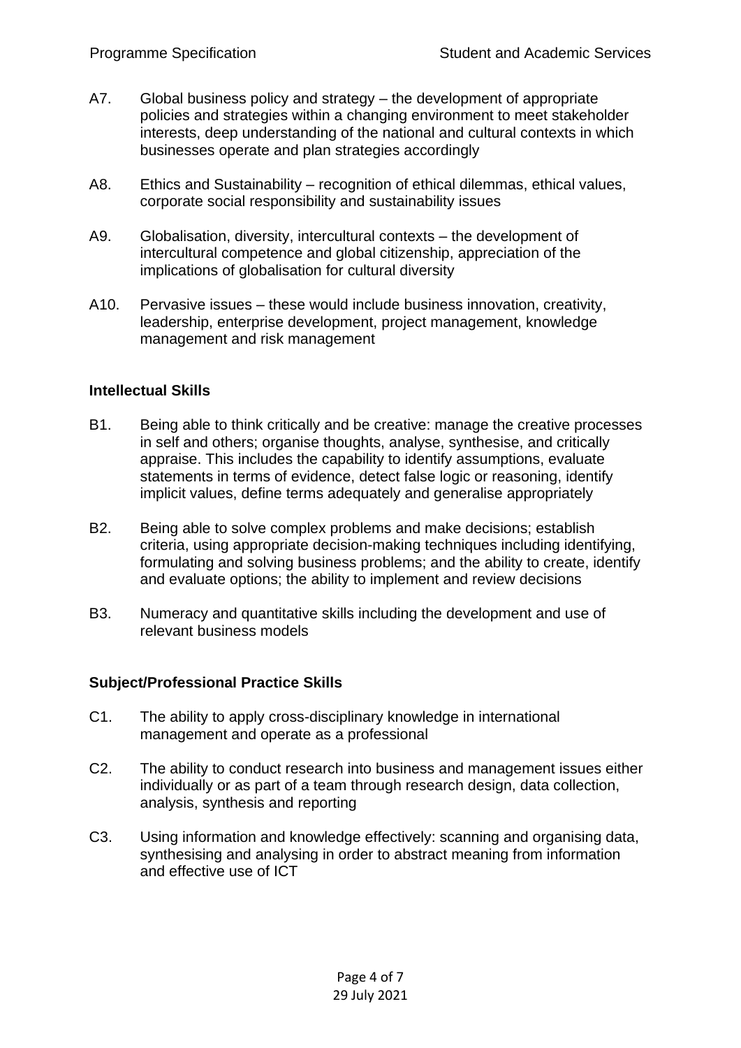A7. Global business policy and strategy – the development of appropriate policies and strategies within a changing environment to meet stakeholder interests, deep understanding of the national and cultural contexts in which businesses operate and plan strategies accordingly

A8. Ethics and Sustainability – recognition of ethical dilemmas, ethical values, corporate social responsibility and sustainability issues

A9. Globalisation, diversity, intercultural contexts – the development of intercultural competence and global citizenship, appreciation of the implications of globalisation for cultural diversity

A10. Pervasive issues – these would include business innovation, creativity, leadership, enterprise development, project management, knowledge management and risk management

**Intellectual Skills**

B1. Being able to think critically and be creative: manage the creative processes in self and others; organise thoughts, analyse, synthesise, and critically appraise. This includes the capability to identify assumptions, evaluate statements in terms of evidence, detect false logic or reasoning, identify implicit values, define terms adequately and generalise appropriately

B2. Being able to solve complex problems and make decisions; establish criteria, using appropriate decision-making techniques including identifying, formulating and solving business problems; and the ability to create, identify and evaluate options; the ability to implement and review decisions

B3. Numeracy and quantitative skills including the development and use of relevant business models

**Subject/Professional Practice Skills**

C1. The ability to apply cross-disciplinary knowledge in international management and operate as a professional

C2. The ability to conduct research into business and management issues either individually or as part of a team through research design, data collection, analysis, synthesis and reporting

C3. Using information and knowledge effectively: scanning and organising data, synthesising and analysing in order to abstract meaning from information and effective use of ICT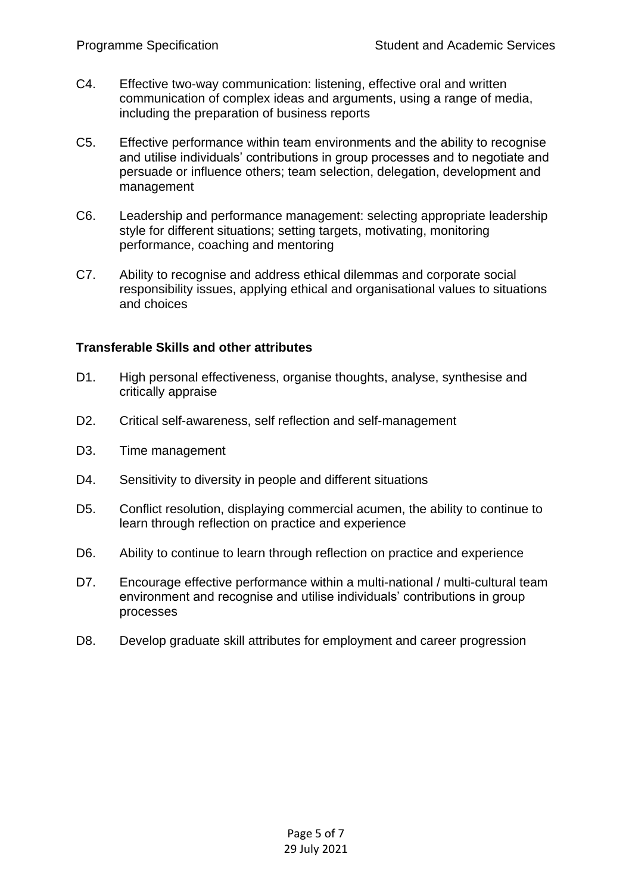C4. Effective two-way communication: listening, effective oral and written communication of complex ideas and arguments, using a range of media, including the preparation of business reports

C5. Effective performance within team environments and the ability to recognise and utilise individuals' contributions in group processes and to negotiate and persuade or influence others; team selection, delegation, development and management

C6. Leadership and performance management: selecting appropriate leadership style for different situations; setting targets, motivating, monitoring performance, coaching and mentoring

C7. Ability to recognise and address ethical dilemmas and corporate social responsibility issues, applying ethical and organisational values to situations and choices

**Transferable Skills and other attributes**

D1. High personal effectiveness, organise thoughts, analyse, synthesise and critically appraise

D2. Critical self-awareness, self reflection and self-management

D3. Time management

D4. Sensitivity to diversity in people and different situations

D5. Conflict resolution, displaying commercial acumen, the ability to continue to learn through reflection on practice and experience

D6. Ability to continue to learn through reflection on practice and experience

D7. Encourage effective performance within a multi-national / multi-cultural team environment and recognise and utilise individuals' contributions in group processes

D8. Develop graduate skill attributes for employment and career progression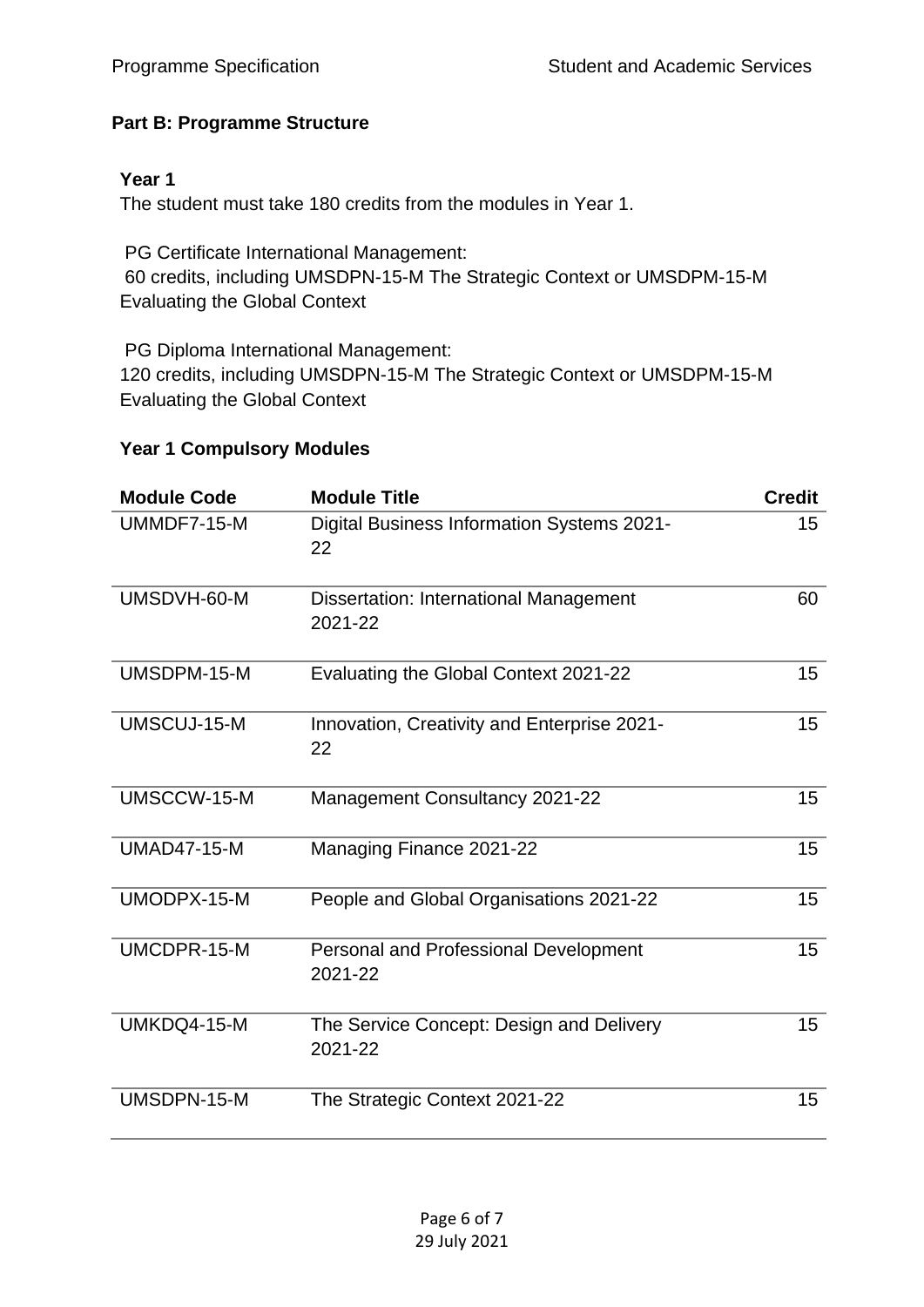**Part B: Programme Structure**

**Year 1**

The student must take 180 credits from the modules in Year 1.

PG Certificate International Management:
60 credits, including UMSDPN-15-M The Strategic Context or UMSDPM-15-M Evaluating the Global Context

PG Diploma International Management:
120 credits, including UMSDPN-15-M The Strategic Context or UMSDPM-15-M Evaluating the Global Context

**Year 1 Compulsory Modules**

| Module Code | Module Title | Credit |
|---|---|---|
| UMMDF7-15-M | Digital Business Information Systems 2021-22 | 15 |
| UMSDVH-60-M | Dissertation: International Management 2021-22 | 60 |
| UMSDPM-15-M | Evaluating the Global Context 2021-22 | 15 |
| UMSCUJ-15-M | Innovation, Creativity and Enterprise 2021-22 | 15 |
| UMSCCW-15-M | Management Consultancy 2021-22 | 15 |
| UMAD47-15-M | Managing Finance 2021-22 | 15 |
| UMODPX-15-M | People and Global Organisations 2021-22 | 15 |
| UMCDPR-15-M | Personal and Professional Development 2021-22 | 15 |
| UMKDQ4-15-M | The Service Concept: Design and Delivery 2021-22 | 15 |
| UMSDPN-15-M | The Strategic Context 2021-22 | 15 |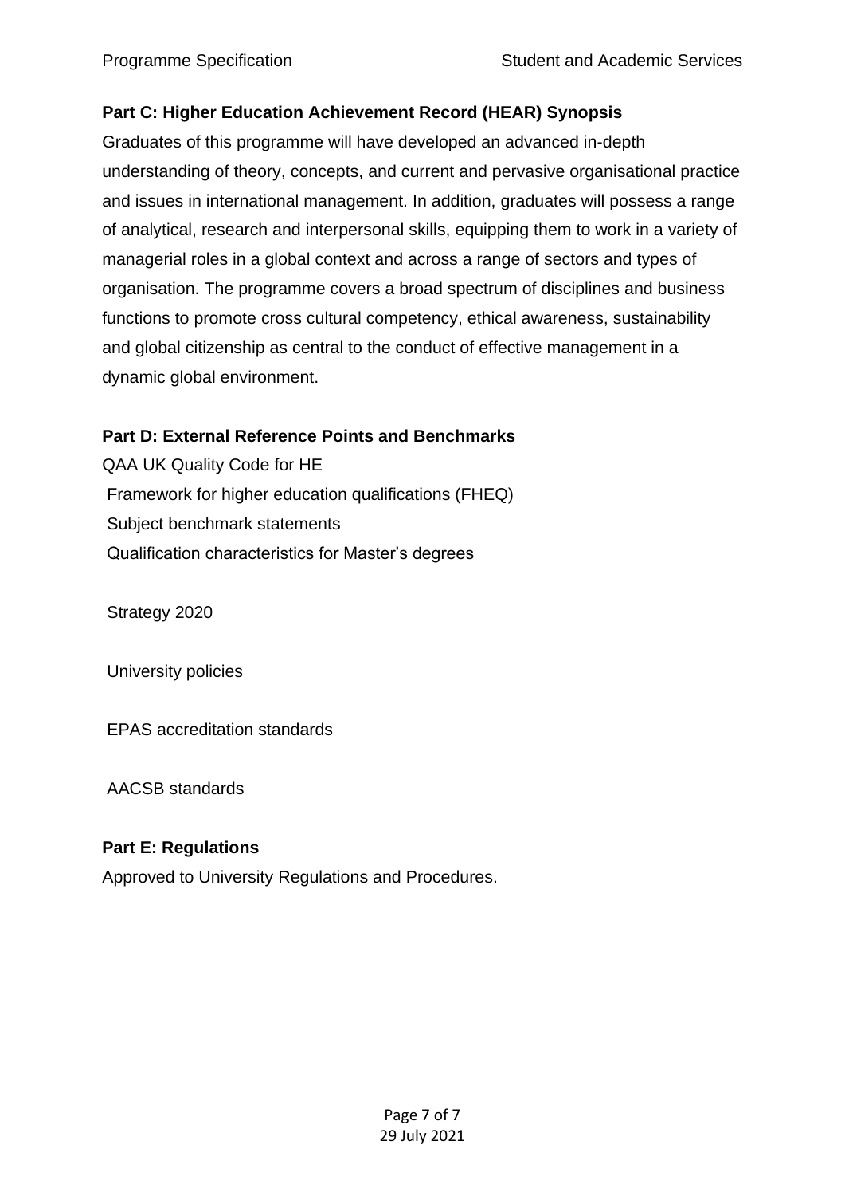**Part C: Higher Education Achievement Record (HEAR) Synopsis**

Graduates of this programme will have developed an advanced in-depth understanding of theory, concepts, and current and pervasive organisational practice and issues in international management. In addition, graduates will possess a range of analytical, research and interpersonal skills, equipping them to work in a variety of managerial roles in a global context and across a range of sectors and types of organisation. The programme covers a broad spectrum of disciplines and business functions to promote cross cultural competency, ethical awareness, sustainability and global citizenship as central to the conduct of effective management in a dynamic global environment.

**Part D: External Reference Points and Benchmarks**

QAA UK Quality Code for HE

Framework for higher education qualifications (FHEQ)

Subject benchmark statements

Qualification characteristics for Master's degrees

Strategy 2020

University policies

EPAS accreditation standards

AACSB standards

**Part E: Regulations**

Approved to University Regulations and Procedures.